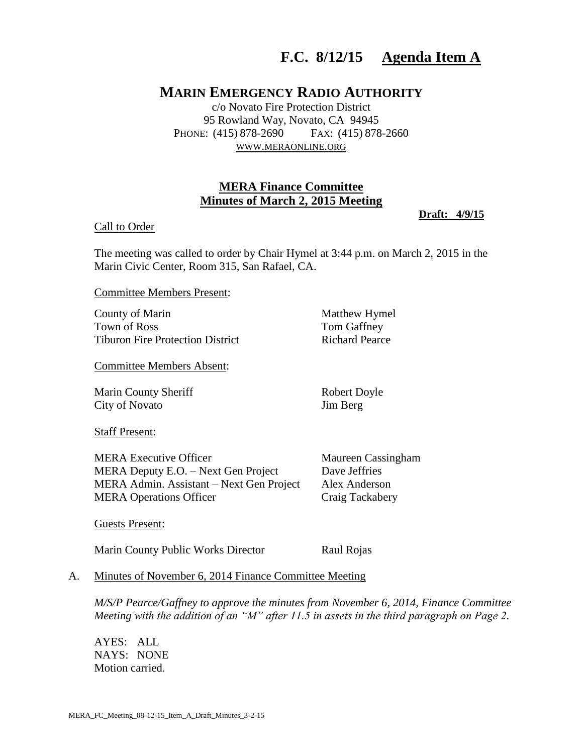# F.C. 8/12/15 Agenda Item A

## MARIN EMERGENCY RADIO AUTHORITY

c/o Novato Fire Protection District
95 Rowland Way, Novato, CA 94945
PHONE: (415) 878-2690 FAX: (415) 878-2660
WWW.MERAONLINE.ORG

### MERA Finance Committee
### Minutes of March 2, 2015 Meeting

**Draft: 4/9/15**

Call to Order

The meeting was called to order by Chair Hymel at 3:44 p.m. on March 2, 2015 in the Marin Civic Center, Room 315, San Rafael, CA.

Committee Members Present:

| | |
|---|---|
| County of Marin | Matthew Hymel |
| Town of Ross | Tom Gaffney |
| Tiburon Fire Protection District | Richard Pearce |

Committee Members Absent:

| | |
|---|---|
| Marin County Sheriff | Robert Doyle |
| City of Novato | Jim Berg |

Staff Present:

| | |
|---|---|
| MERA Executive Officer | Maureen Cassingham |
| MERA Deputy E.O. – Next Gen Project | Dave Jeffries |
| MERA Admin. Assistant – Next Gen Project | Alex Anderson |
| MERA Operations Officer | Craig Tackabery |

Guests Present:

| | |
|---|---|
| Marin County Public Works Director | Raul Rojas |

A. Minutes of November 6, 2014 Finance Committee Meeting

*M/S/P Pearce/Gaffney to approve the minutes from November 6, 2014, Finance Committee Meeting with the addition of an "M" after 11.5 in assets in the third paragraph on Page 2.*

AYES: ALL
NAYS: NONE
Motion carried.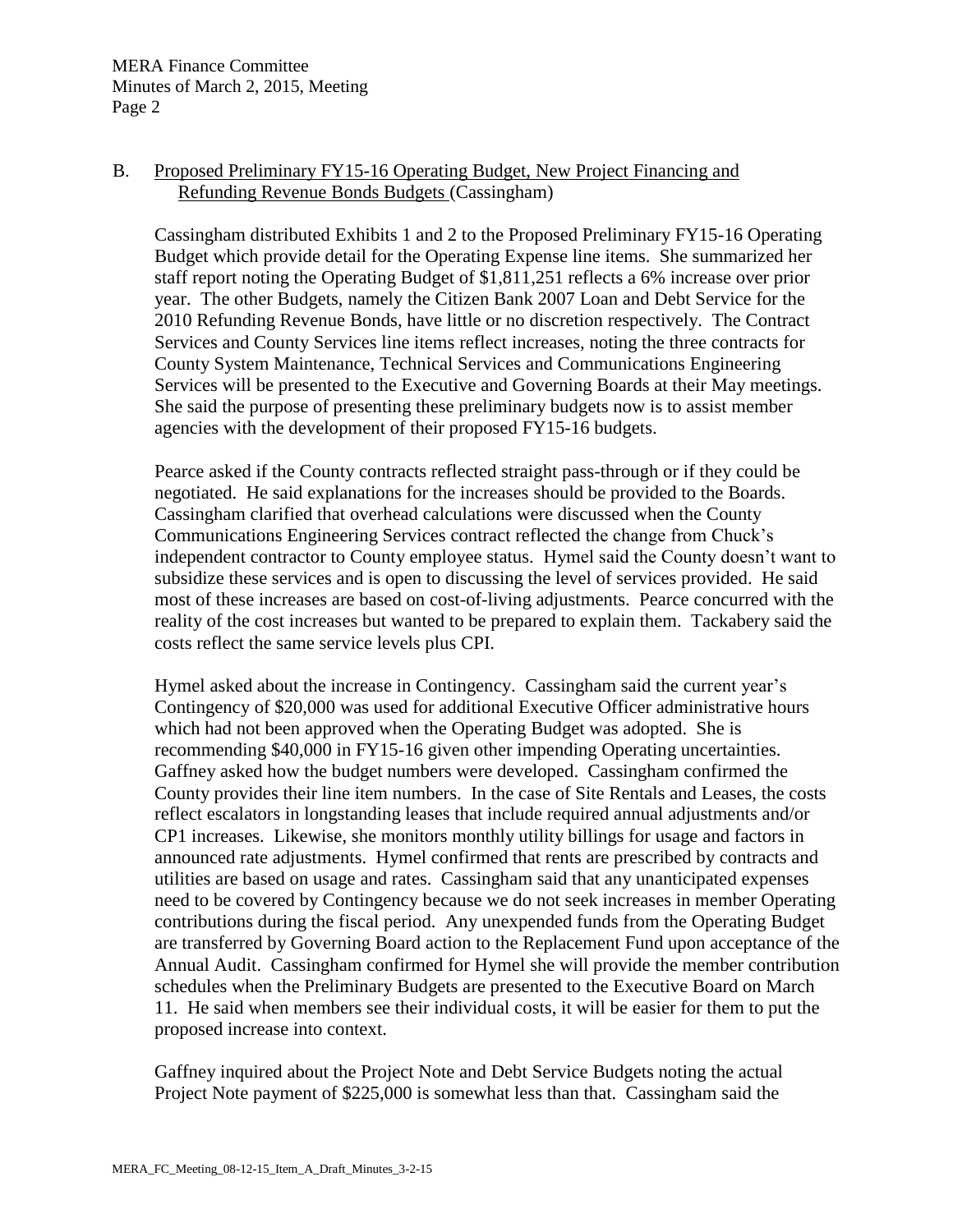B. Proposed Preliminary FY15-16 Operating Budget, New Project Financing and Refunding Revenue Bonds Budgets (Cassingham)

Cassingham distributed Exhibits 1 and 2 to the Proposed Preliminary FY15-16 Operating Budget which provide detail for the Operating Expense line items. She summarized her staff report noting the Operating Budget of $1,811,251 reflects a 6% increase over prior year. The other Budgets, namely the Citizen Bank 2007 Loan and Debt Service for the 2010 Refunding Revenue Bonds, have little or no discretion respectively. The Contract Services and County Services line items reflect increases, noting the three contracts for County System Maintenance, Technical Services and Communications Engineering Services will be presented to the Executive and Governing Boards at their May meetings. She said the purpose of presenting these preliminary budgets now is to assist member agencies with the development of their proposed FY15-16 budgets.

Pearce asked if the County contracts reflected straight pass-through or if they could be negotiated. He said explanations for the increases should be provided to the Boards. Cassingham clarified that overhead calculations were discussed when the County Communications Engineering Services contract reflected the change from Chuck's independent contractor to County employee status. Hymel said the County doesn't want to subsidize these services and is open to discussing the level of services provided. He said most of these increases are based on cost-of-living adjustments. Pearce concurred with the reality of the cost increases but wanted to be prepared to explain them. Tackabery said the costs reflect the same service levels plus CPI.

Hymel asked about the increase in Contingency. Cassingham said the current year's Contingency of $20,000 was used for additional Executive Officer administrative hours which had not been approved when the Operating Budget was adopted. She is recommending $40,000 in FY15-16 given other impending Operating uncertainties. Gaffney asked how the budget numbers were developed. Cassingham confirmed the County provides their line item numbers. In the case of Site Rentals and Leases, the costs reflect escalators in longstanding leases that include required annual adjustments and/or CP1 increases. Likewise, she monitors monthly utility billings for usage and factors in announced rate adjustments. Hymel confirmed that rents are prescribed by contracts and utilities are based on usage and rates. Cassingham said that any unanticipated expenses need to be covered by Contingency because we do not seek increases in member Operating contributions during the fiscal period. Any unexpended funds from the Operating Budget are transferred by Governing Board action to the Replacement Fund upon acceptance of the Annual Audit. Cassingham confirmed for Hymel she will provide the member contribution schedules when the Preliminary Budgets are presented to the Executive Board on March 11. He said when members see their individual costs, it will be easier for them to put the proposed increase into context.

Gaffney inquired about the Project Note and Debt Service Budgets noting the actual Project Note payment of $225,000 is somewhat less than that. Cassingham said the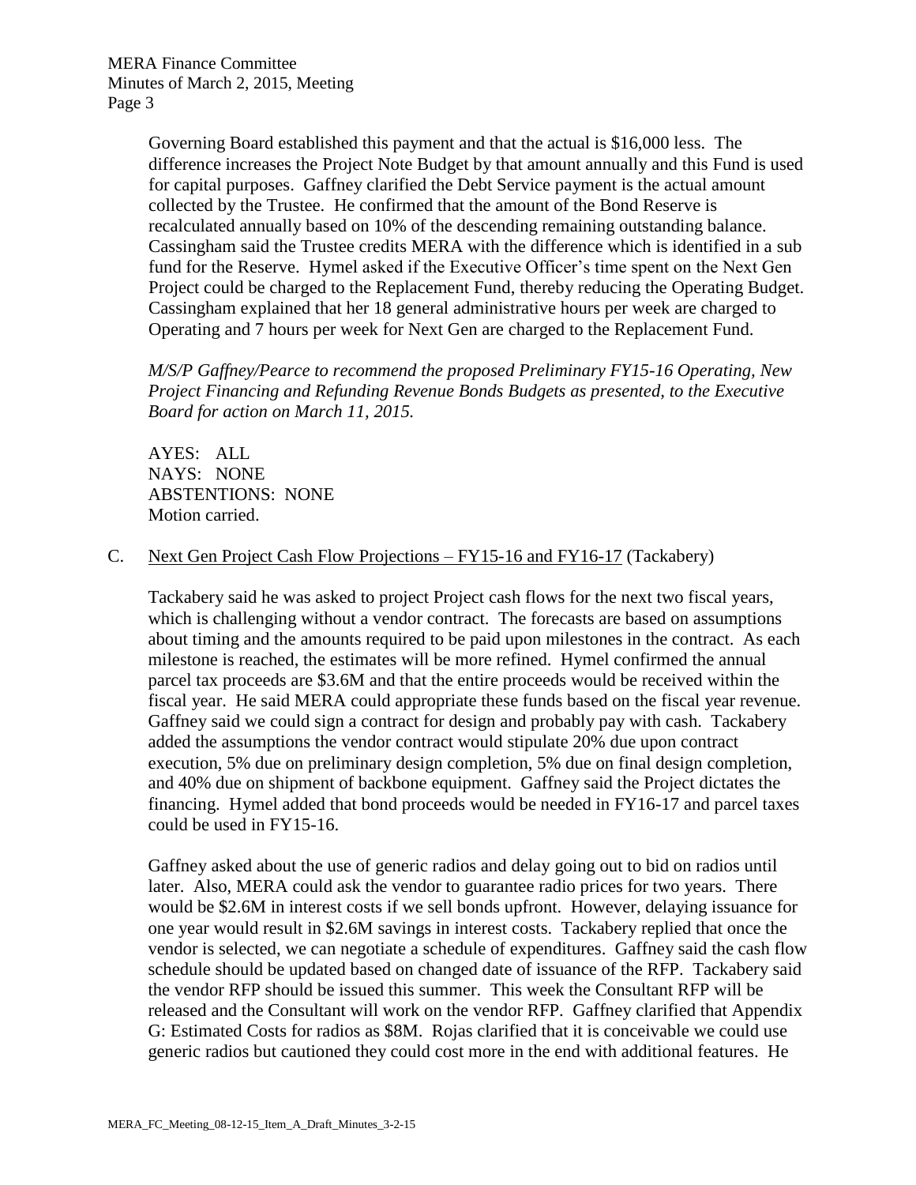Governing Board established this payment and that the actual is $16,000 less. The difference increases the Project Note Budget by that amount annually and this Fund is used for capital purposes. Gaffney clarified the Debt Service payment is the actual amount collected by the Trustee. He confirmed that the amount of the Bond Reserve is recalculated annually based on 10% of the descending remaining outstanding balance. Cassingham said the Trustee credits MERA with the difference which is identified in a sub fund for the Reserve. Hymel asked if the Executive Officer's time spent on the Next Gen Project could be charged to the Replacement Fund, thereby reducing the Operating Budget. Cassingham explained that her 18 general administrative hours per week are charged to Operating and 7 hours per week for Next Gen are charged to the Replacement Fund.

*M/S/P Gaffney/Pearce to recommend the proposed Preliminary FY15-16 Operating, New Project Financing and Refunding Revenue Bonds Budgets as presented, to the Executive Board for action on March 11, 2015.*

AYES: ALL
NAYS: NONE
ABSTENTIONS: NONE
Motion carried.

C. <u>Next Gen Project Cash Flow Projections – FY15-16 and FY16-17</u> (Tackabery)

Tackabery said he was asked to project Project cash flows for the next two fiscal years, which is challenging without a vendor contract. The forecasts are based on assumptions about timing and the amounts required to be paid upon milestones in the contract. As each milestone is reached, the estimates will be more refined. Hymel confirmed the annual parcel tax proceeds are $3.6M and that the entire proceeds would be received within the fiscal year. He said MERA could appropriate these funds based on the fiscal year revenue. Gaffney said we could sign a contract for design and probably pay with cash. Tackabery added the assumptions the vendor contract would stipulate 20% due upon contract execution, 5% due on preliminary design completion, 5% due on final design completion, and 40% due on shipment of backbone equipment. Gaffney said the Project dictates the financing. Hymel added that bond proceeds would be needed in FY16-17 and parcel taxes could be used in FY15-16.

Gaffney asked about the use of generic radios and delay going out to bid on radios until later. Also, MERA could ask the vendor to guarantee radio prices for two years. There would be $2.6M in interest costs if we sell bonds upfront. However, delaying issuance for one year would result in $2.6M savings in interest costs. Tackabery replied that once the vendor is selected, we can negotiate a schedule of expenditures. Gaffney said the cash flow schedule should be updated based on changed date of issuance of the RFP. Tackabery said the vendor RFP should be issued this summer. This week the Consultant RFP will be released and the Consultant will work on the vendor RFP. Gaffney clarified that Appendix G: Estimated Costs for radios as $8M. Rojas clarified that it is conceivable we could use generic radios but cautioned they could cost more in the end with additional features. He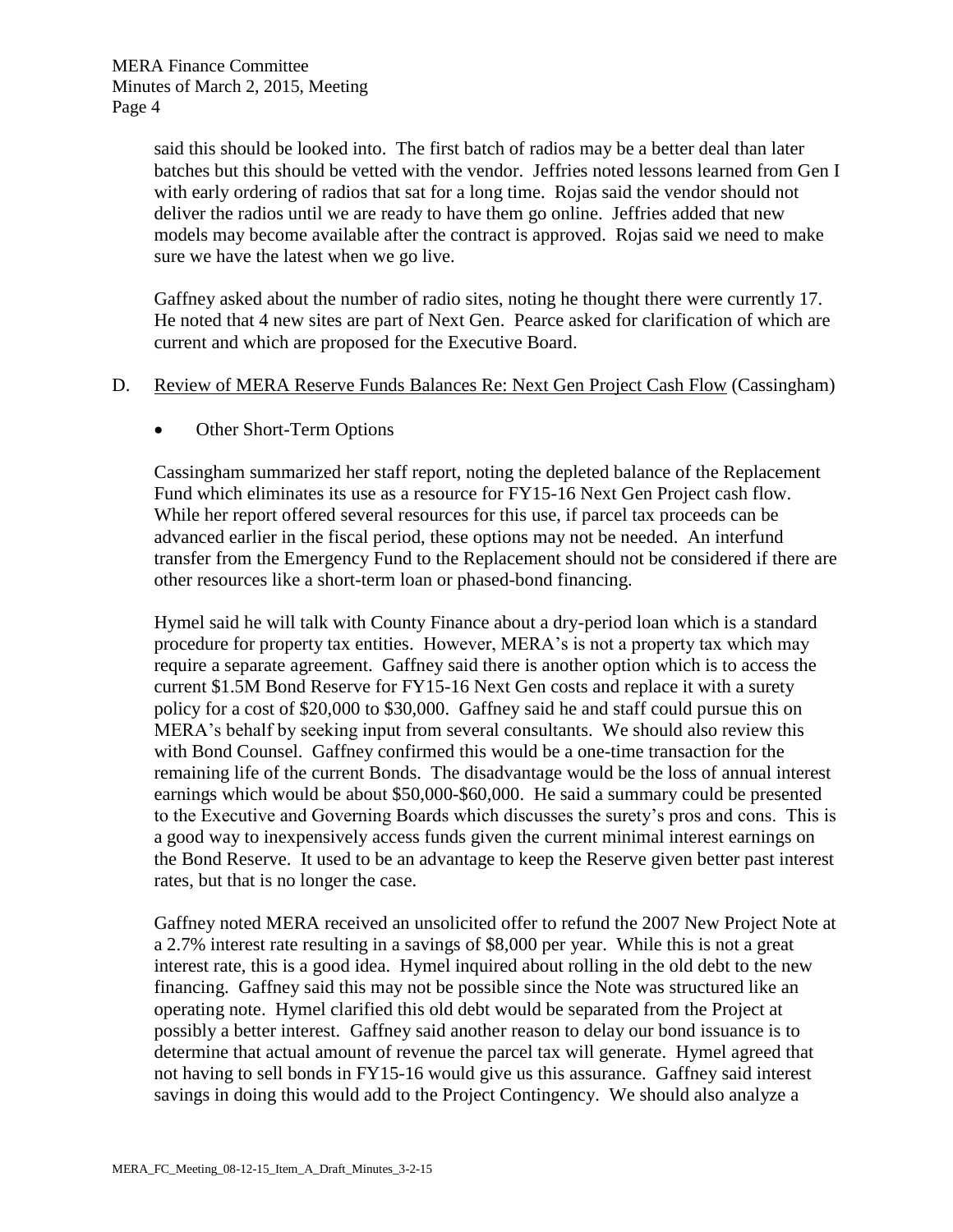said this should be looked into. The first batch of radios may be a better deal than later batches but this should be vetted with the vendor. Jeffries noted lessons learned from Gen I with early ordering of radios that sat for a long time. Rojas said the vendor should not deliver the radios until we are ready to have them go online. Jeffries added that new models may become available after the contract is approved. Rojas said we need to make sure we have the latest when we go live.

Gaffney asked about the number of radio sites, noting he thought there were currently 17. He noted that 4 new sites are part of Next Gen. Pearce asked for clarification of which are current and which are proposed for the Executive Board.

D. Review of MERA Reserve Funds Balances Re: Next Gen Project Cash Flow (Cassingham)

- Other Short-Term Options

Cassingham summarized her staff report, noting the depleted balance of the Replacement Fund which eliminates its use as a resource for FY15-16 Next Gen Project cash flow. While her report offered several resources for this use, if parcel tax proceeds can be advanced earlier in the fiscal period, these options may not be needed. An interfund transfer from the Emergency Fund to the Replacement should not be considered if there are other resources like a short-term loan or phased-bond financing.

Hymel said he will talk with County Finance about a dry-period loan which is a standard procedure for property tax entities. However, MERA's is not a property tax which may require a separate agreement. Gaffney said there is another option which is to access the current $1.5M Bond Reserve for FY15-16 Next Gen costs and replace it with a surety policy for a cost of $20,000 to $30,000. Gaffney said he and staff could pursue this on MERA's behalf by seeking input from several consultants. We should also review this with Bond Counsel. Gaffney confirmed this would be a one-time transaction for the remaining life of the current Bonds. The disadvantage would be the loss of annual interest earnings which would be about $50,000-$60,000. He said a summary could be presented to the Executive and Governing Boards which discusses the surety's pros and cons. This is a good way to inexpensively access funds given the current minimal interest earnings on the Bond Reserve. It used to be an advantage to keep the Reserve given better past interest rates, but that is no longer the case.

Gaffney noted MERA received an unsolicited offer to refund the 2007 New Project Note at a 2.7% interest rate resulting in a savings of $8,000 per year. While this is not a great interest rate, this is a good idea. Hymel inquired about rolling in the old debt to the new financing. Gaffney said this may not be possible since the Note was structured like an operating note. Hymel clarified this old debt would be separated from the Project at possibly a better interest. Gaffney said another reason to delay our bond issuance is to determine that actual amount of revenue the parcel tax will generate. Hymel agreed that not having to sell bonds in FY15-16 would give us this assurance. Gaffney said interest savings in doing this would add to the Project Contingency. We should also analyze a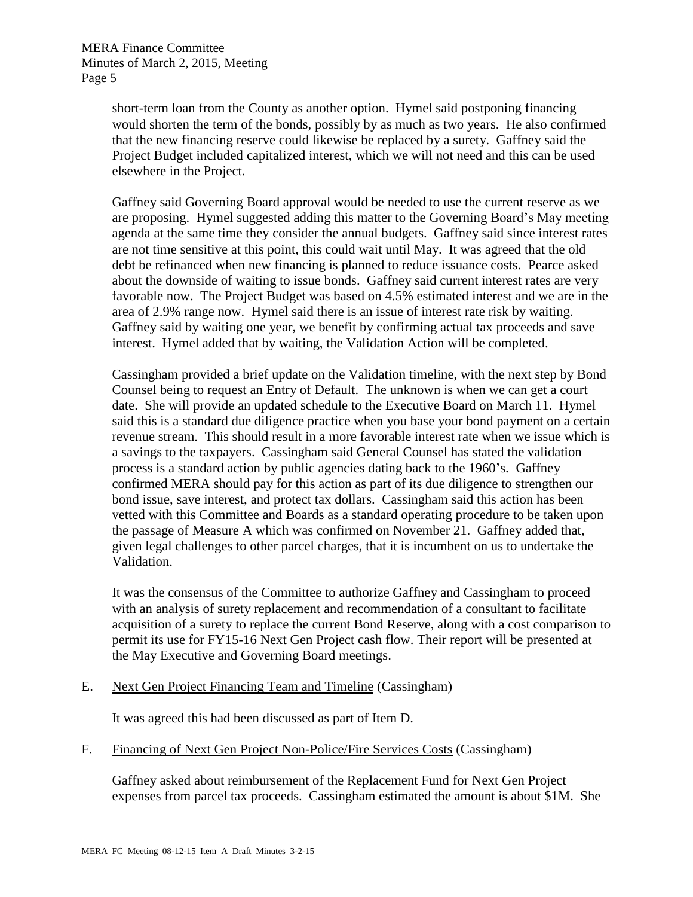short-term loan from the County as another option. Hymel said postponing financing would shorten the term of the bonds, possibly by as much as two years. He also confirmed that the new financing reserve could likewise be replaced by a surety. Gaffney said the Project Budget included capitalized interest, which we will not need and this can be used elsewhere in the Project.

Gaffney said Governing Board approval would be needed to use the current reserve as we are proposing. Hymel suggested adding this matter to the Governing Board's May meeting agenda at the same time they consider the annual budgets. Gaffney said since interest rates are not time sensitive at this point, this could wait until May. It was agreed that the old debt be refinanced when new financing is planned to reduce issuance costs. Pearce asked about the downside of waiting to issue bonds. Gaffney said current interest rates are very favorable now. The Project Budget was based on 4.5% estimated interest and we are in the area of 2.9% range now. Hymel said there is an issue of interest rate risk by waiting. Gaffney said by waiting one year, we benefit by confirming actual tax proceeds and save interest. Hymel added that by waiting, the Validation Action will be completed.

Cassingham provided a brief update on the Validation timeline, with the next step by Bond Counsel being to request an Entry of Default. The unknown is when we can get a court date. She will provide an updated schedule to the Executive Board on March 11. Hymel said this is a standard due diligence practice when you base your bond payment on a certain revenue stream. This should result in a more favorable interest rate when we issue which is a savings to the taxpayers. Cassingham said General Counsel has stated the validation process is a standard action by public agencies dating back to the 1960's. Gaffney confirmed MERA should pay for this action as part of its due diligence to strengthen our bond issue, save interest, and protect tax dollars. Cassingham said this action has been vetted with this Committee and Boards as a standard operating procedure to be taken upon the passage of Measure A which was confirmed on November 21. Gaffney added that, given legal challenges to other parcel charges, that it is incumbent on us to undertake the Validation.

It was the consensus of the Committee to authorize Gaffney and Cassingham to proceed with an analysis of surety replacement and recommendation of a consultant to facilitate acquisition of a surety to replace the current Bond Reserve, along with a cost comparison to permit its use for FY15-16 Next Gen Project cash flow. Their report will be presented at the May Executive and Governing Board meetings.

E. Next Gen Project Financing Team and Timeline (Cassingham)

It was agreed this had been discussed as part of Item D.

F. Financing of Next Gen Project Non-Police/Fire Services Costs (Cassingham)

Gaffney asked about reimbursement of the Replacement Fund for Next Gen Project expenses from parcel tax proceeds. Cassingham estimated the amount is about $1M. She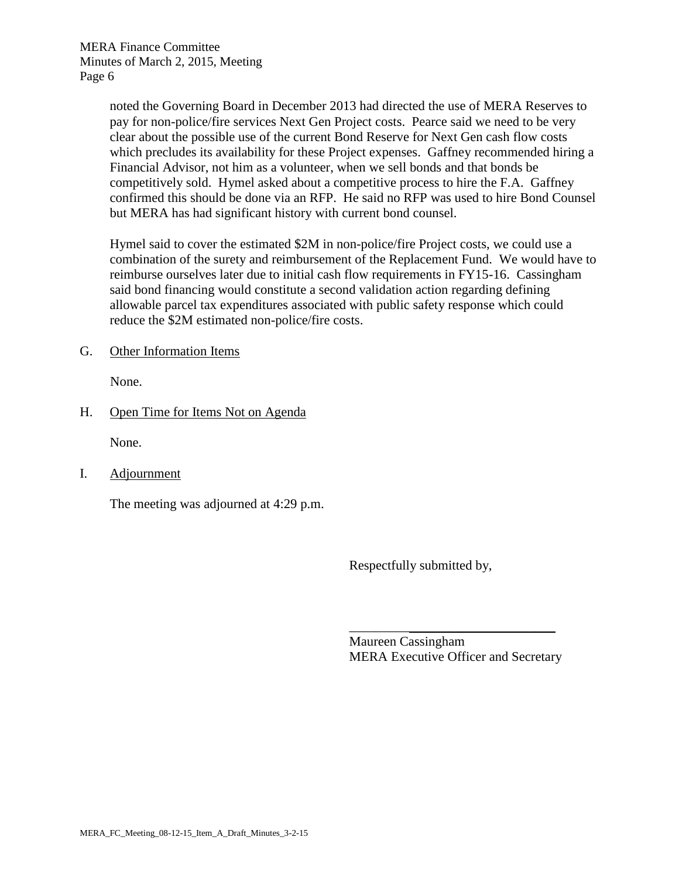noted the Governing Board in December 2013 had directed the use of MERA Reserves to pay for non-police/fire services Next Gen Project costs. Pearce said we need to be very clear about the possible use of the current Bond Reserve for Next Gen cash flow costs which precludes its availability for these Project expenses. Gaffney recommended hiring a Financial Advisor, not him as a volunteer, when we sell bonds and that bonds be competitively sold. Hymel asked about a competitive process to hire the F.A. Gaffney confirmed this should be done via an RFP. He said no RFP was used to hire Bond Counsel but MERA has had significant history with current bond counsel.

Hymel said to cover the estimated $2M in non-police/fire Project costs, we could use a combination of the surety and reimbursement of the Replacement Fund. We would have to reimburse ourselves later due to initial cash flow requirements in FY15-16. Cassingham said bond financing would constitute a second validation action regarding defining allowable parcel tax expenditures associated with public safety response which could reduce the $2M estimated non-police/fire costs.

G. Other Information Items

None.

H. Open Time for Items Not on Agenda

None.

I. Adjournment

The meeting was adjourned at 4:29 p.m.

Respectfully submitted by,

______________________________

Maureen Cassingham
MERA Executive Officer and Secretary